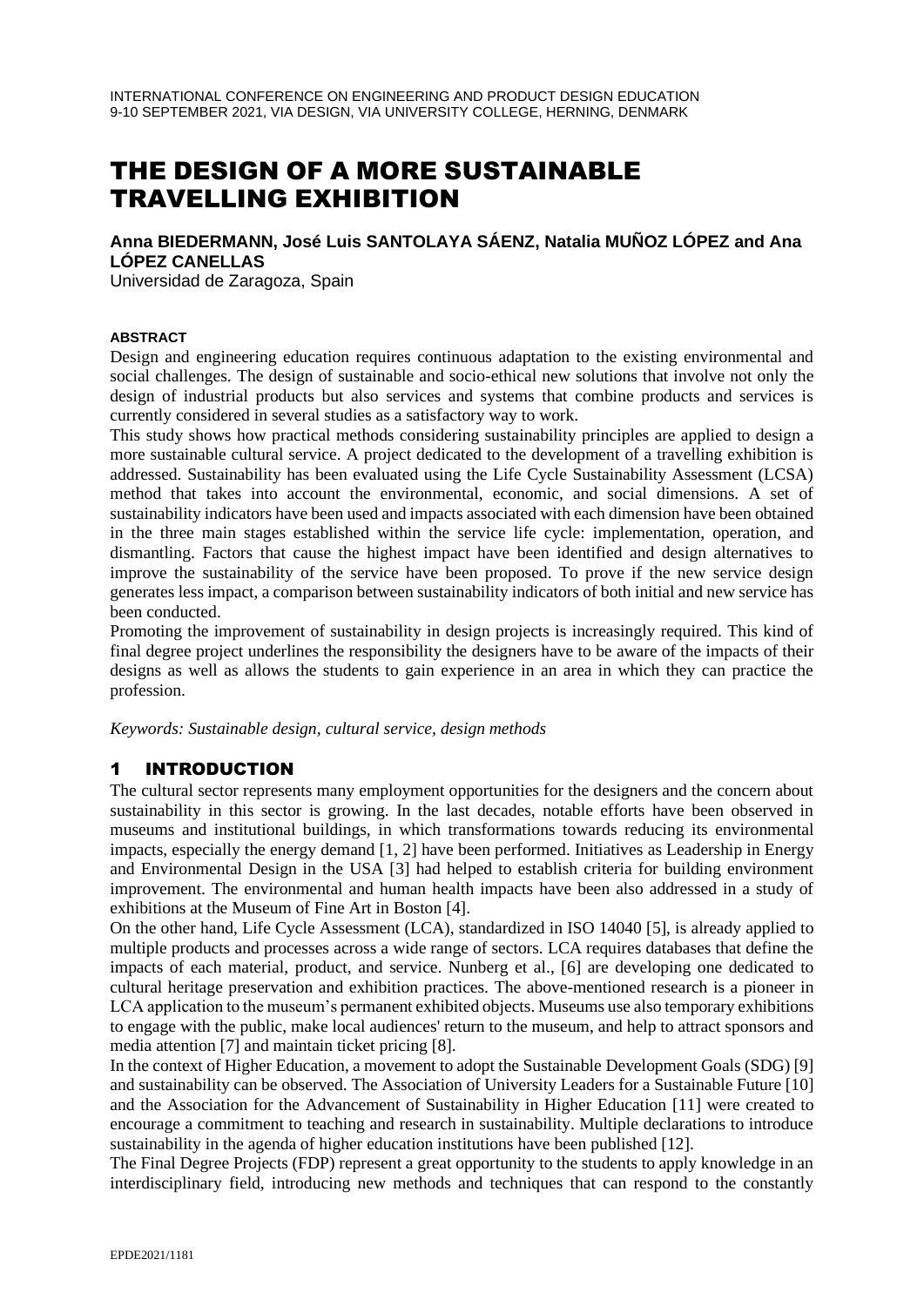# THE DESIGN OF A MORE SUSTAINABLE TRAVELLING EXHIBITION

**Anna BIEDERMANN, José Luis SANTOLAYA SÁENZ, Natalia MUÑOZ LÓPEZ and Ana LÓPEZ CANELLAS**

Universidad de Zaragoza, Spain

#### ABSTRACT

Design and engineering education requires continuous adaptation to the existing environmental and social challenges. The design of sustainable and socio-ethical new solutions that involve not only the design of industrial products but also services and systems that combine products and services is currently considered in several studies as a satisfactory way to work.

This study shows how practical methods considering sustainability principles are applied to design a more sustainable cultural service. A project dedicated to the development of a travelling exhibition is addressed. Sustainability has been evaluated using the Life Cycle Sustainability Assessment (LCSA) method that takes into account the environmental, economic, and social dimensions. A set of sustainability indicators have been used and impacts associated with each dimension have been obtained in the three main stages established within the service life cycle: implementation, operation, and dismantling. Factors that cause the highest impact have been identified and design alternatives to improve the sustainability of the service have been proposed. To prove if the new service design generates less impact, a comparison between sustainability indicators of both initial and new service has been conducted.

Promoting the improvement of sustainability in design projects is increasingly required. This kind of final degree project underlines the responsibility the designers have to be aware of the impacts of their designs as well as allows the students to gain experience in an area in which they can practice the profession.

*Keywords: Sustainable design, cultural service, design methods*

## 1 INTRODUCTION

The cultural sector represents many employment opportunities for the designers and the concern about sustainability in this sector is growing. In the last decades, notable efforts have been observed in museums and institutional buildings, in which transformations towards reducing its environmental impacts, especially the energy demand [1, 2] have been performed. Initiatives as Leadership in Energy and Environmental Design in the USA [3] had helped to establish criteria for building environment improvement. The environmental and human health impacts have been also addressed in a study of exhibitions at the Museum of Fine Art in Boston [4].

On the other hand, Life Cycle Assessment (LCA), standardized in ISO 14040 [5], is already applied to multiple products and processes across a wide range of sectors. LCA requires databases that define the impacts of each material, product, and service. Nunberg et al., [6] are developing one dedicated to cultural heritage preservation and exhibition practices. The above-mentioned research is a pioneer in LCA application to the museum's permanent exhibited objects. Museums use also temporary exhibitions to engage with the public, make local audiences' return to the museum, and help to attract sponsors and media attention [7] and maintain ticket pricing [8].

In the context of Higher Education, a movement to adopt the Sustainable Development Goals (SDG) [9] and sustainability can be observed. The Association of University Leaders for a Sustainable Future [10] and the Association for the Advancement of Sustainability in Higher Education [11] were created to encourage a commitment to teaching and research in sustainability. Multiple declarations to introduce sustainability in the agenda of higher education institutions have been published [12].

The Final Degree Projects (FDP) represent a great opportunity to the students to apply knowledge in an interdisciplinary field, introducing new methods and techniques that can respond to the constantly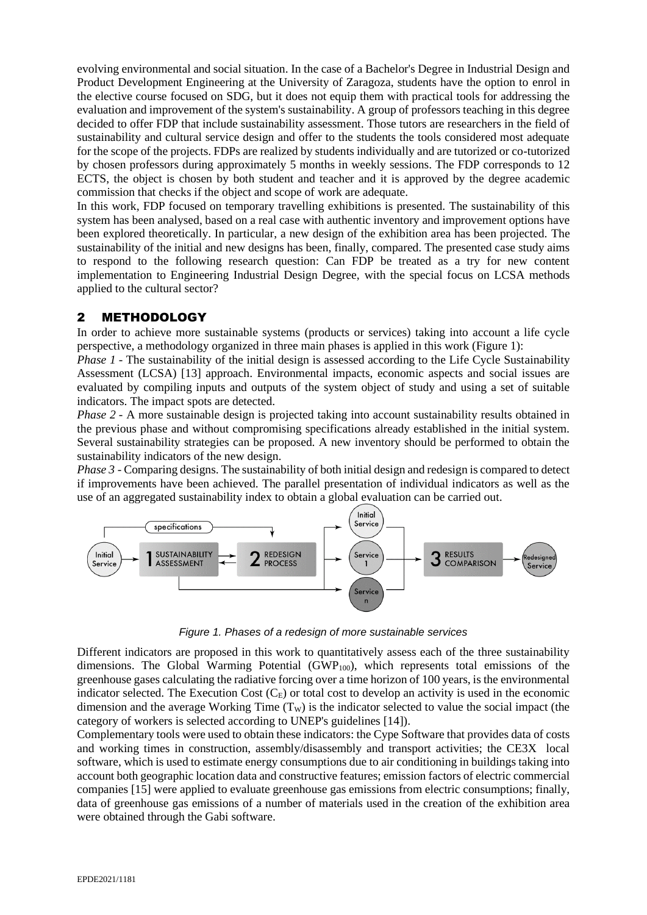evolving environmental and social situation. In the case of a Bachelor's Degree in Industrial Design and Product Development Engineering at the University of Zaragoza, students have the option to enrol in the elective course focused on SDG, but it does not equip them with practical tools for addressing the evaluation and improvement of the system's sustainability. A group of professors teaching in this degree decided to offer FDP that include sustainability assessment. Those tutors are researchers in the field of sustainability and cultural service design and offer to the students the tools considered most adequate for the scope of the projects. FDPs are realized by students individually and are tutorized or co-tutorized by chosen professors during approximately 5 months in weekly sessions. The FDP corresponds to 12 ECTS, the object is chosen by both student and teacher and it is approved by the degree academic commission that checks if the object and scope of work are adequate.

In this work, FDP focused on temporary travelling exhibitions is presented. The sustainability of this system has been analysed, based on a real case with authentic inventory and improvement options have been explored theoretically. In particular, a new design of the exhibition area has been projected. The sustainability of the initial and new designs has been, finally, compared. The presented case study aims to respond to the following research question: Can FDP be treated as a try for new content implementation to Engineering Industrial Design Degree, with the special focus on LCSA methods applied to the cultural sector?

## 2 METHODOLOGY

In order to achieve more sustainable systems (products or services) taking into account a life cycle perspective, a methodology organized in three main phases is applied in this work (Figure 1):

*Phase 1* - The sustainability of the initial design is assessed according to the Life Cycle Sustainability Assessment (LCSA) [13] approach. Environmental impacts, economic aspects and social issues are evaluated by compiling inputs and outputs of the system object of study and using a set of suitable indicators. The impact spots are detected.

*Phase 2* - A more sustainable design is projected taking into account sustainability results obtained in the previous phase and without compromising specifications already established in the initial system. Several sustainability strategies can be proposed. A new inventory should be performed to obtain the sustainability indicators of the new design.

*Phase 3* - Comparing designs. The sustainability of both initial design and redesign is compared to detect if improvements have been achieved. The parallel presentation of individual indicators as well as the use of an aggregated sustainability index to obtain a global evaluation can be carried out.

*Figure 1. Phases of a redesign of more sustainable services*

Different indicators are proposed in this work to quantitatively assess each of the three sustainability dimensions. The Global Warming Potential ($GWP_{100}$), which represents total emissions of the greenhouse gases calculating the radiative forcing over a time horizon of 100 years, is the environmental indicator selected. The Execution Cost ($C_E$) or total cost to develop an activity is used in the economic dimension and the average Working Time ($T_W$) is the indicator selected to value the social impact (the category of workers is selected according to UNEP's guidelines [14]).

Complementary tools were used to obtain these indicators: the Cype Software that provides data of costs and working times in construction, assembly/disassembly and transport activities; the CE3X local software, which is used to estimate energy consumptions due to air conditioning in buildings taking into account both geographic location data and constructive features; emission factors of electric commercial companies [15] were applied to evaluate greenhouse gas emissions from electric consumptions; finally, data of greenhouse gas emissions of a number of materials used in the creation of the exhibition area were obtained through the Gabi software.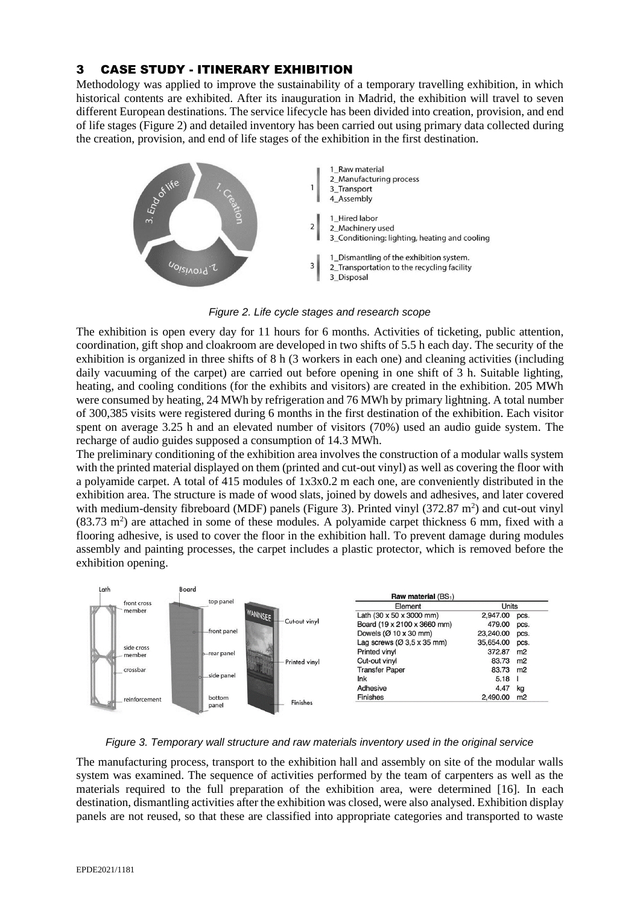## 3 CASE STUDY - ITINERARY EXHIBITION

Methodology was applied to improve the sustainability of a temporary travelling exhibition, in which historical contents are exhibited. After its inauguration in Madrid, the exhibition will travel to seven different European destinations. The service lifecycle has been divided into creation, provision, and end of life stages (Figure 2) and detailed inventory has been carried out using primary data collected during the creation, provision, and end of life stages of the exhibition in the first destination.

1. 1_Raw material
   2_Manufacturing process
   3_Transport
   4_Assembly
2. 1_Hired labor
   2_Machinery used
   3_Conditioning: lighting, heating and cooling
3. 1_Dismantling of the exhibition system.
   2_Transportation to the recycling facility
   3_Disposal

*Figure 2. Life cycle stages and research scope*

The exhibition is open every day for 11 hours for 6 months. Activities of ticketing, public attention, coordination, gift shop and cloakroom are developed in two shifts of 5.5 h each day. The security of the exhibition is organized in three shifts of 8 h (3 workers in each one) and cleaning activities (including daily vacuuming of the carpet) are carried out before opening in one shift of 3 h. Suitable lighting, heating, and cooling conditions (for the exhibits and visitors) are created in the exhibition. 205 MWh were consumed by heating, 24 MWh by refrigeration and 76 MWh by primary lightning. A total number of 300,385 visits were registered during 6 months in the first destination of the exhibition. Each visitor spent on average 3.25 h and an elevated number of visitors (70%) used an audio guide system. The recharge of audio guides supposed a consumption of 14.3 MWh.

The preliminary conditioning of the exhibition area involves the construction of a modular walls system with the printed material displayed on them (printed and cut-out vinyl) as well as covering the floor with a polyamide carpet. A total of 415 modules of 1x3x0.2 m each one, are conveniently distributed in the exhibition area. The structure is made of wood slats, joined by dowels and adhesives, and later covered with medium-density fibreboard (MDF) panels (Figure 3). Printed vinyl (372.87 m$^2$) and cut-out vinyl (83.73 m$^2$) are attached in some of these modules. A polyamide carpet thickness 6 mm, fixed with a flooring adhesive, is used to cover the floor in the exhibition hall. To prevent damage during modules assembly and painting processes, the carpet includes a plastic protector, which is removed before the exhibition opening.

Lath: front cross member, side cross member, crossbar, reinforcement. Board: top panel, front panel, rear panel, side panel, bottom panel. Cut-out vinyl, Printed vinyl, Finishes.

**Raw material** ($BS_1$)

| Element | Units | |
|---|---|---|
| Lath (30 x 50 x 3000 mm) | 2,947.00 | pcs. |
| Board (19 x 2100 x 3660 mm) | 479.00 | pcs. |
| Dowels (Ø 10 x 30 mm) | 23,240.00 | pcs. |
| Lag screws (Ø 3,5 x 35 mm) | 35,654.00 | pcs. |
| Printed vinyl | 372.87 | m2 |
| Cut-out vinyl | 83.73 | m2 |
| Transfer Paper | 83.73 | m2 |
| Ink | 5.18 | l |
| Adhesive | 4.47 | kg |
| Finishes | 2,490.00 | m2 |

*Figure 3. Temporary wall structure and raw materials inventory used in the original service*

The manufacturing process, transport to the exhibition hall and assembly on site of the modular walls system was examined. The sequence of activities performed by the team of carpenters as well as the materials required to the full preparation of the exhibition area, were determined [16]. In each destination, dismantling activities after the exhibition was closed, were also analysed. Exhibition display panels are not reused, so that these are classified into appropriate categories and transported to waste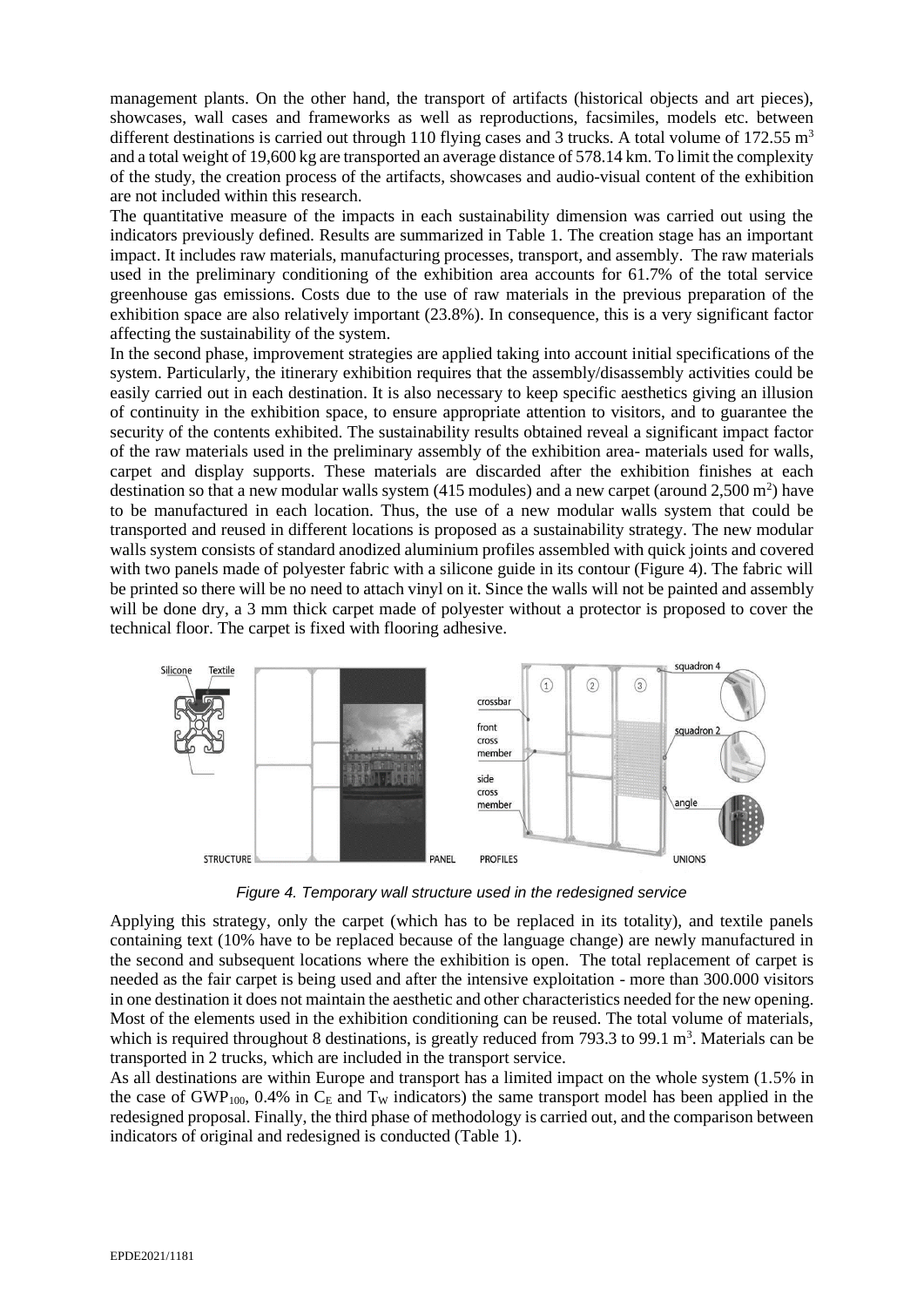management plants. On the other hand, the transport of artifacts (historical objects and art pieces), showcases, wall cases and frameworks as well as reproductions, facsimiles, models etc. between different destinations is carried out through 110 flying cases and 3 trucks. A total volume of 172.55 $m^3$ and a total weight of 19,600 kg are transported an average distance of 578.14 km. To limit the complexity of the study, the creation process of the artifacts, showcases and audio-visual content of the exhibition are not included within this research.

The quantitative measure of the impacts in each sustainability dimension was carried out using the indicators previously defined. Results are summarized in Table 1. The creation stage has an important impact. It includes raw materials, manufacturing processes, transport, and assembly. The raw materials used in the preliminary conditioning of the exhibition area accounts for 61.7% of the total service greenhouse gas emissions. Costs due to the use of raw materials in the previous preparation of the exhibition space are also relatively important (23.8%). In consequence, this is a very significant factor affecting the sustainability of the system.

In the second phase, improvement strategies are applied taking into account initial specifications of the system. Particularly, the itinerary exhibition requires that the assembly/disassembly activities could be easily carried out in each destination. It is also necessary to keep specific aesthetics giving an illusion of continuity in the exhibition space, to ensure appropriate attention to visitors, and to guarantee the security of the contents exhibited. The sustainability results obtained reveal a significant impact factor of the raw materials used in the preliminary assembly of the exhibition area- materials used for walls, carpet and display supports. These materials are discarded after the exhibition finishes at each destination so that a new modular walls system (415 modules) and a new carpet (around 2,500 $m^2$) have to be manufactured in each location. Thus, the use of a new modular walls system that could be transported and reused in different locations is proposed as a sustainability strategy. The new modular walls system consists of standard anodized aluminium profiles assembled with quick joints and covered with two panels made of polyester fabric with a silicone guide in its contour (Figure 4). The fabric will be printed so there will be no need to attach vinyl on it. Since the walls will not be painted and assembly will be done dry, a 3 mm thick carpet made of polyester without a protector is proposed to cover the technical floor. The carpet is fixed with flooring adhesive.

*Figure 4. Temporary wall structure used in the redesigned service*

Applying this strategy, only the carpet (which has to be replaced in its totality), and textile panels containing text (10% have to be replaced because of the language change) are newly manufactured in the second and subsequent locations where the exhibition is open. The total replacement of carpet is needed as the fair carpet is being used and after the intensive exploitation - more than 300.000 visitors in one destination it does not maintain the aesthetic and other characteristics needed for the new opening. Most of the elements used in the exhibition conditioning can be reused. The total volume of materials, which is required throughout 8 destinations, is greatly reduced from 793.3 to 99.1 $m^3$. Materials can be transported in 2 trucks, which are included in the transport service.

As all destinations are within Europe and transport has a limited impact on the whole system (1.5% in the case of $GWP_{100}$, 0.4% in $C_E$ and $T_W$ indicators) the same transport model has been applied in the redesigned proposal. Finally, the third phase of methodology is carried out, and the comparison between indicators of original and redesigned is conducted (Table 1).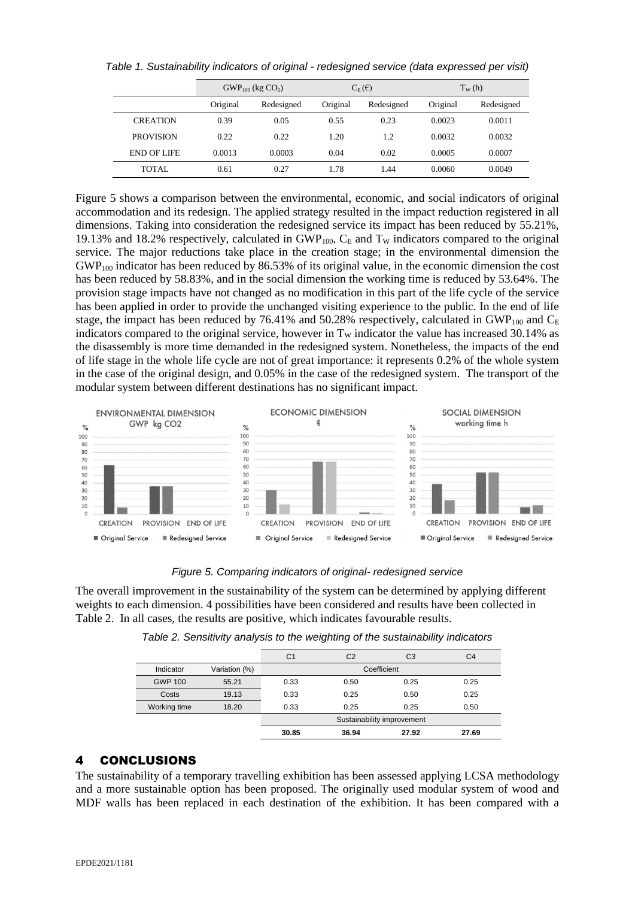*Table 1. Sustainability indicators of original - redesigned service (data expressed per visit)*

| | $GWP_{100}$ (kg $CO_2$) | | $C_E$ (€) | | $T_W$ (h) | |
|---|---|---|---|---|---|---|
| | Original | Redesigned | Original | Redesigned | Original | Redesigned |
| CREATION | 0.39 | 0.05 | 0.55 | 0.23 | 0.0023 | 0.0011 |
| PROVISION | 0.22 | 0.22 | 1.20 | 1.2 | 0.0032 | 0.0032 |
| END OF LIFE | 0.0013 | 0.0003 | 0.04 | 0.02 | 0.0005 | 0.0007 |
| TOTAL | 0.61 | 0.27 | 1.78 | 1.44 | 0.0060 | 0.0049 |

Figure 5 shows a comparison between the environmental, economic, and social indicators of original accommodation and its redesign. The applied strategy resulted in the impact reduction registered in all dimensions. Taking into consideration the redesigned service its impact has been reduced by 55.21%, 19.13% and 18.2% respectively, calculated in $GWP_{100}$, $C_E$ and $T_W$ indicators compared to the original service. The major reductions take place in the creation stage; in the environmental dimension the $GWP_{100}$ indicator has been reduced by 86.53% of its original value, in the economic dimension the cost has been reduced by 58.83%, and in the social dimension the working time is reduced by 53.64%. The provision stage impacts have not changed as no modification in this part of the life cycle of the service has been applied in order to provide the unchanged visiting experience to the public. In the end of life stage, the impact has been reduced by 76.41% and 50.28% respectively, calculated in $GWP_{100}$ and $C_E$ indicators compared to the original service, however in $T_W$ indicator the value has increased 30.14% as the disassembly is more time demanded in the redesigned system. Nonetheless, the impacts of the end of life stage in the whole life cycle are not of great importance: it represents 0.2% of the whole system in the case of the original design, and 0.05% in the case of the redesigned system. The transport of the modular system between different destinations has no significant impact.

*Figure 5. Comparing indicators of original- redesigned service*

The overall improvement in the sustainability of the system can be determined by applying different weights to each dimension. 4 possibilities have been considered and results have been collected in Table 2. In all cases, the results are positive, which indicates favourable results.

*Table 2. Sensitivity analysis to the weighting of the sustainability indicators*

| | | C1 | C2 | C3 | C4 |
|---|---|---|---|---|---|
| Indicator | Variation (%) | Coefficient | | | |
| GWP 100 | 55.21 | 0.33 | 0.50 | 0.25 | 0.25 |
| Costs | 19.13 | 0.33 | 0.25 | 0.50 | 0.25 |
| Working time | 18.20 | 0.33 | 0.25 | 0.25 | 0.50 |
| | | Sustainability improvement | | | |
| | | **30.85** | **36.94** | **27.92** | **27.69** |

## 4 CONCLUSIONS

The sustainability of a temporary travelling exhibition has been assessed applying LCSA methodology and a more sustainable option has been proposed. The originally used modular system of wood and MDF walls has been replaced in each destination of the exhibition. It has been compared with a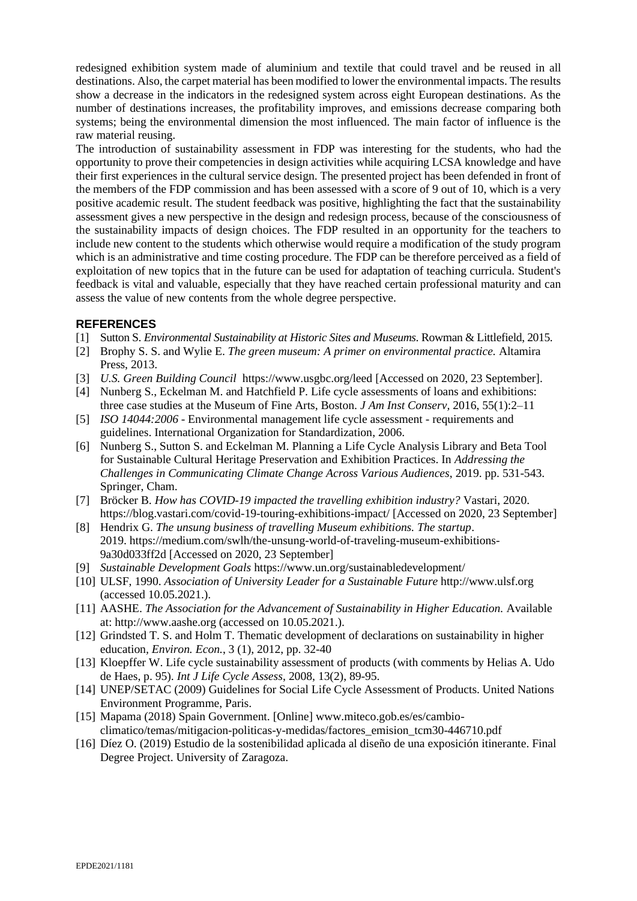redesigned exhibition system made of aluminium and textile that could travel and be reused in all destinations. Also, the carpet material has been modified to lower the environmental impacts. The results show a decrease in the indicators in the redesigned system across eight European destinations. As the number of destinations increases, the profitability improves, and emissions decrease comparing both systems; being the environmental dimension the most influenced. The main factor of influence is the raw material reusing.

The introduction of sustainability assessment in FDP was interesting for the students, who had the opportunity to prove their competencies in design activities while acquiring LCSA knowledge and have their first experiences in the cultural service design. The presented project has been defended in front of the members of the FDP commission and has been assessed with a score of 9 out of 10, which is a very positive academic result. The student feedback was positive, highlighting the fact that the sustainability assessment gives a new perspective in the design and redesign process, because of the consciousness of the sustainability impacts of design choices. The FDP resulted in an opportunity for the teachers to include new content to the students which otherwise would require a modification of the study program which is an administrative and time costing procedure. The FDP can be therefore perceived as a field of exploitation of new topics that in the future can be used for adaptation of teaching curricula. Student's feedback is vital and valuable, especially that they have reached certain professional maturity and can assess the value of new contents from the whole degree perspective.

## REFERENCES

[1] Sutton S. *Environmental Sustainability at Historic Sites and Museums.* Rowman & Littlefield, 2015.

[2] Brophy S. S. and Wylie E. *The green museum: A primer on environmental practice.* Altamira Press, 2013.

[3] *U.S. Green Building Council* https://www.usgbc.org/leed [Accessed on 2020, 23 September].

[4] Nunberg S., Eckelman M. and Hatchfield P. Life cycle assessments of loans and exhibitions: three case studies at the Museum of Fine Arts, Boston. *J Am Inst Conserv,* 2016, 55(1):2–11

[5] *ISO 14044:2006* - Environmental management life cycle assessment - requirements and guidelines. International Organization for Standardization, 2006.

[6] Nunberg S., Sutton S. and Eckelman M. Planning a Life Cycle Analysis Library and Beta Tool for Sustainable Cultural Heritage Preservation and Exhibition Practices. In *Addressing the Challenges in Communicating Climate Change Across Various Audiences*, 2019. pp. 531-543. Springer, Cham.

[7] Bröcker B. *How has COVID-19 impacted the travelling exhibition industry?* Vastari, 2020. https://blog.vastari.com/covid-19-touring-exhibitions-impact/ [Accessed on 2020, 23 September]

[8] Hendrix G. *The unsung business of travelling Museum exhibitions. The startup*. 2019. https://medium.com/swlh/the-unsung-world-of-traveling-museum-exhibitions-9a30d033ff2d [Accessed on 2020, 23 September]

[9] *Sustainable Development Goals* https://www.un.org/sustainabledevelopment/

[10] ULSF, 1990. *Association of University Leader for a Sustainable Future* http://www.ulsf.org (accessed 10.05.2021.).

[11] AASHE. *The Association for the Advancement of Sustainability in Higher Education.* Available at: http://www.aashe.org (accessed on 10.05.2021.).

[12] Grindsted T. S. and Holm T. Thematic development of declarations on sustainability in higher education, *Environ. Econ.*, 3 (1), 2012, pp. 32-40

[13] Kloepffer W. Life cycle sustainability assessment of products (with comments by Helias A. Udo de Haes, p. 95). *Int J Life Cycle Assess*, 2008, 13(2), 89-95.

[14] UNEP/SETAC (2009) Guidelines for Social Life Cycle Assessment of Products. United Nations Environment Programme, Paris.

[15] Mapama (2018) Spain Government. [Online] www.miteco.gob.es/es/cambio-climatico/temas/mitigacion-politicas-y-medidas/factores_emision_tcm30-446710.pdf

[16] Díez O. (2019) Estudio de la sostenibilidad aplicada al diseño de una exposición itinerante. Final Degree Project. University of Zaragoza.